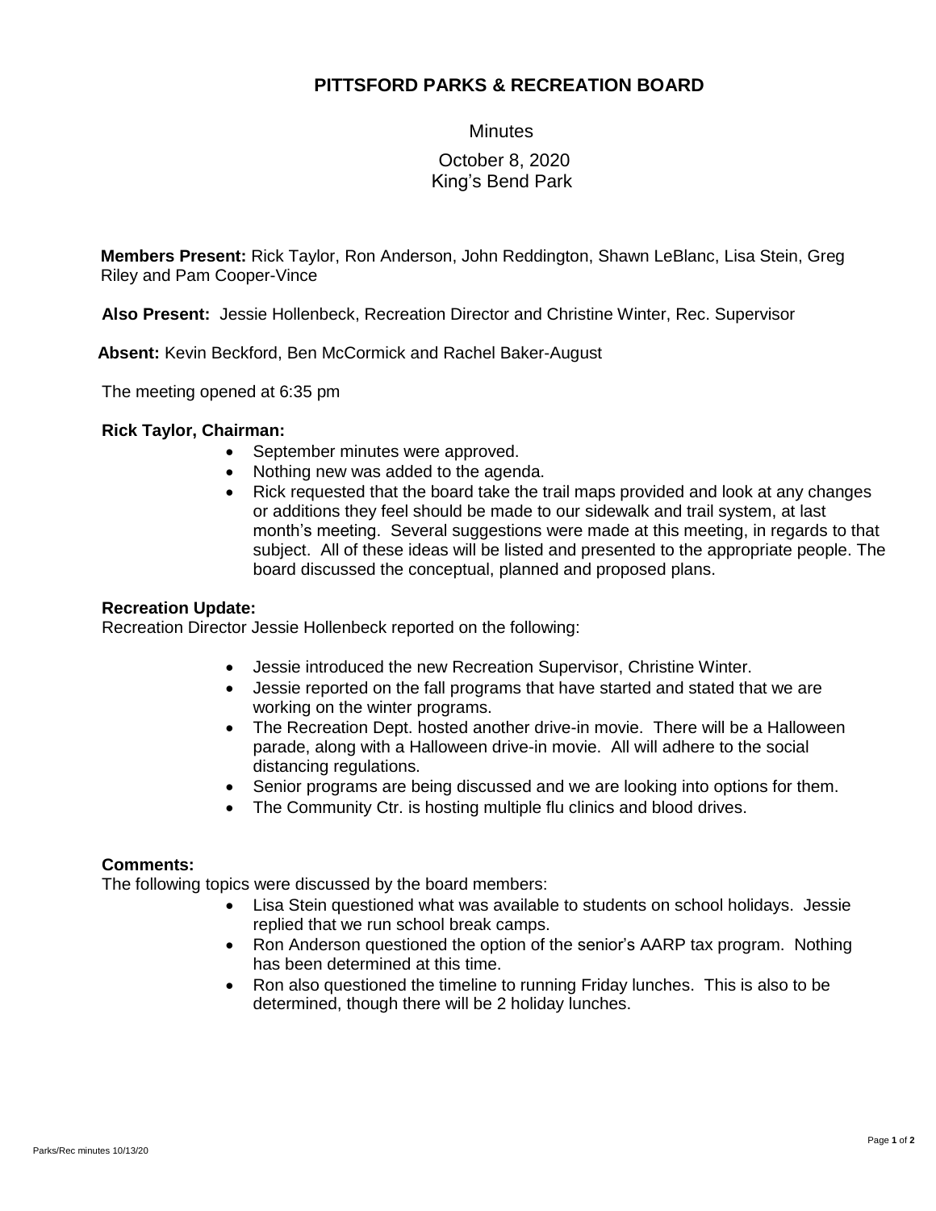# PITTSFORD PARKS & RECREATION BOARD

Minutes

October 8, 2020
King's Bend Park

**Members Present:** Rick Taylor, Ron Anderson, John Reddington, Shawn LeBlanc, Lisa Stein, Greg Riley and Pam Cooper-Vince

**Also Present:** Jessie Hollenbeck, Recreation Director and Christine Winter, Rec. Supervisor

**Absent:** Kevin Beckford, Ben McCormick and Rachel Baker-August

The meeting opened at 6:35 pm

**Rick Taylor, Chairman:**

- September minutes were approved.
- Nothing new was added to the agenda.
- Rick requested that the board take the trail maps provided and look at any changes or additions they feel should be made to our sidewalk and trail system, at last month's meeting. Several suggestions were made at this meeting, in regards to that subject. All of these ideas will be listed and presented to the appropriate people. The board discussed the conceptual, planned and proposed plans.

**Recreation Update:**

Recreation Director Jessie Hollenbeck reported on the following:

- Jessie introduced the new Recreation Supervisor, Christine Winter.
- Jessie reported on the fall programs that have started and stated that we are working on the winter programs.
- The Recreation Dept. hosted another drive-in movie. There will be a Halloween parade, along with a Halloween drive-in movie. All will adhere to the social distancing regulations.
- Senior programs are being discussed and we are looking into options for them.
- The Community Ctr. is hosting multiple flu clinics and blood drives.

**Comments:**

The following topics were discussed by the board members:

- Lisa Stein questioned what was available to students on school holidays. Jessie replied that we run school break camps.
- Ron Anderson questioned the option of the senior's AARP tax program. Nothing has been determined at this time.
- Ron also questioned the timeline to running Friday lunches. This is also to be determined, though there will be 2 holiday lunches.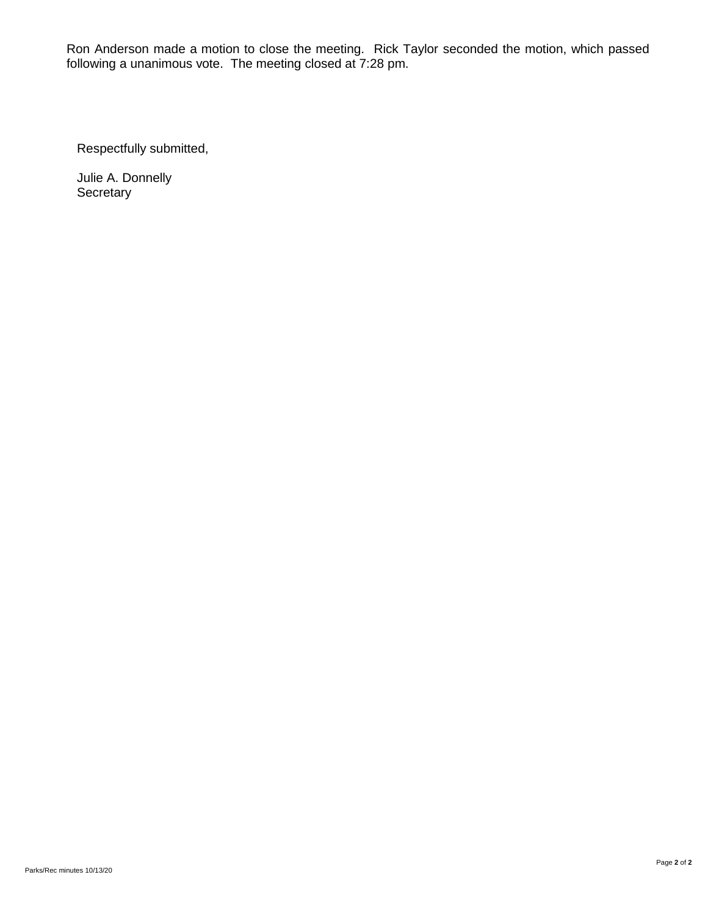Ron Anderson made a motion to close the meeting. Rick Taylor seconded the motion, which passed following a unanimous vote. The meeting closed at 7:28 pm.

Respectfully submitted,

Julie A. Donnelly
Secretary